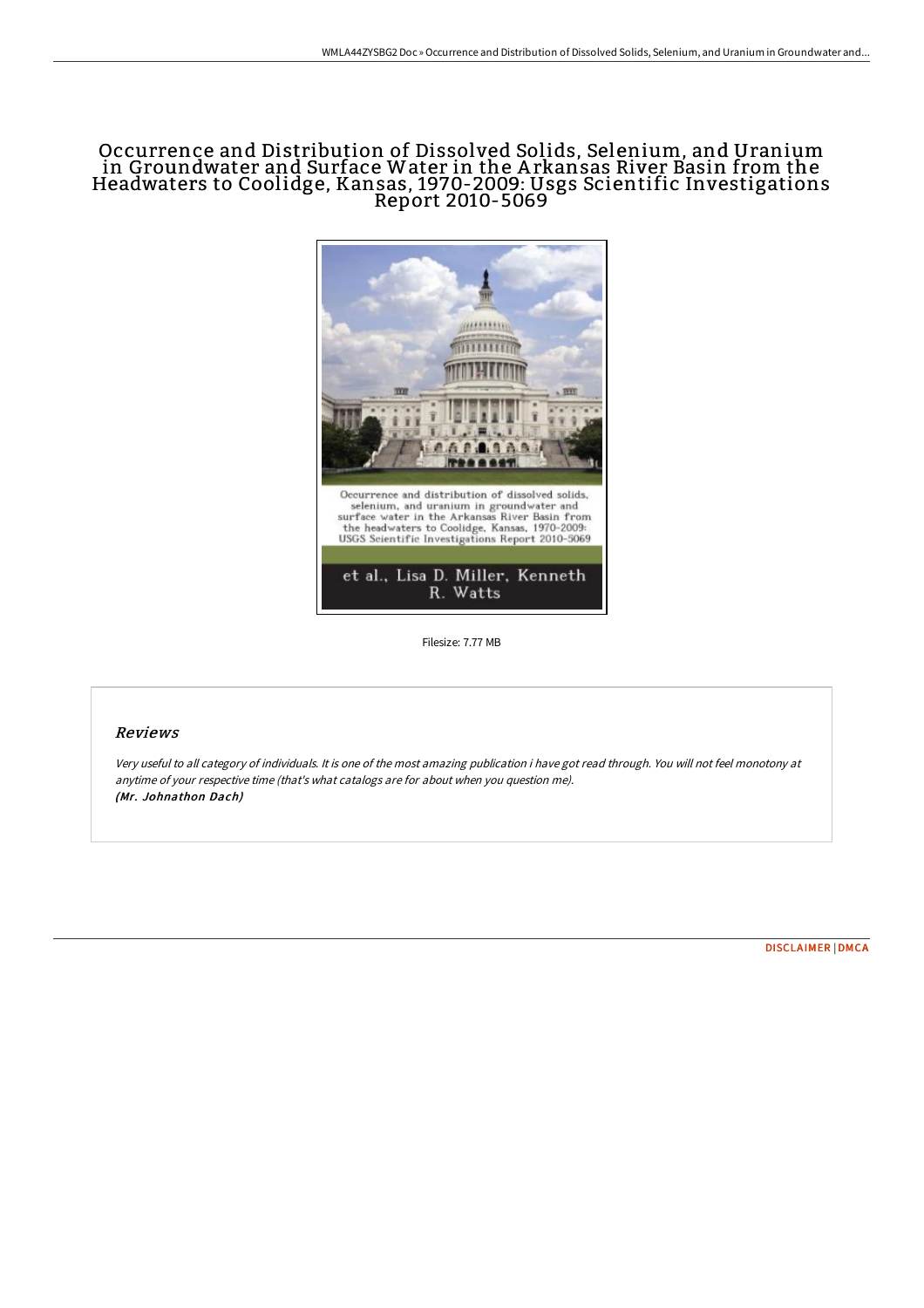# Occurrence and Distribution of Dissolved Solids, Selenium, and Uranium in Groundwater and Surface Water in the Arkansas River Basin from the Headwaters to Coolidge, Kansas, 1970-2009: Usgs Scientific Investigations Report 2010-5069

Filesize: 7.77 MB

## Reviews

*Very useful to all category of individuals. It is one of the most amazing publication i have got read through. You will not feel monotony at anytime of your respective time (that's what catalogs are for about when you question me).*
***(Mr. Johnathon Dach)***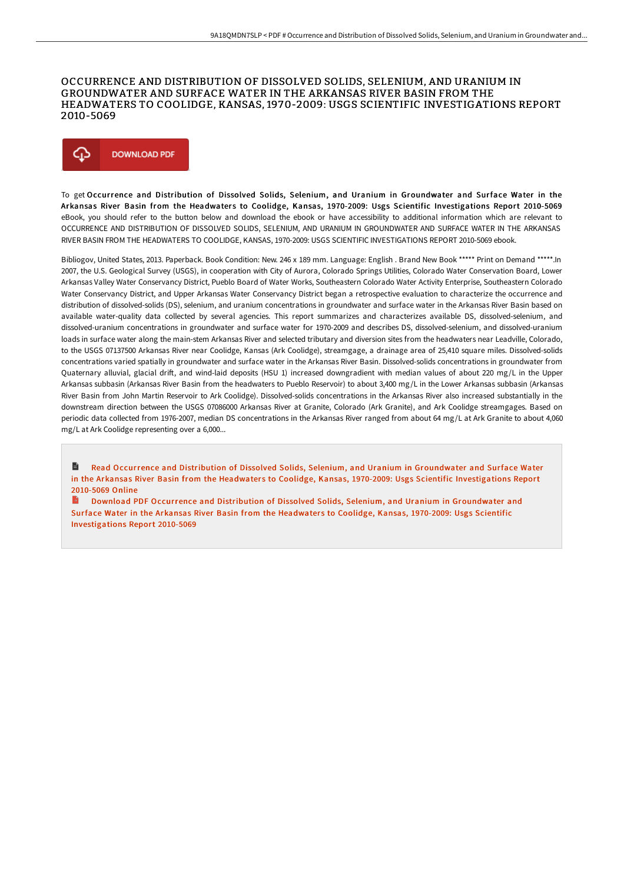# OCCURRENCE AND DISTRIBUTION OF DISSOLVED SOLIDS, SELENIUM, AND URANIUM IN GROUNDWATER AND SURFACE WATER IN THE ARKANSAS RIVER BASIN FROM THE HEADWATERS TO COOLIDGE, KANSAS, 1970-2009: USGS SCIENTIFIC INVESTIGATIONS REPORT 2010-5069

DOWNLOAD PDF

To get **Occurrence and Distribution of Dissolved Solids, Selenium, and Uranium in Groundwater and Surface Water in the Arkansas River Basin from the Headwaters to Coolidge, Kansas, 1970-2009: Usgs Scientific Investigations Report 2010-5069** eBook, you should refer to the button below and download the ebook or have accessibility to additional information which are relevant to OCCURRENCE AND DISTRIBUTION OF DISSOLVED SOLIDS, SELENIUM, AND URANIUM IN GROUNDWATER AND SURFACE WATER IN THE ARKANSAS RIVER BASIN FROM THE HEADWATERS TO COOLIDGE, KANSAS, 1970-2009: USGS SCIENTIFIC INVESTIGATIONS REPORT 2010-5069 ebook.

Bibliogov, United States, 2013. Paperback. Book Condition: New. 246 x 189 mm. Language: English . Brand New Book ***** Print on Demand *****.In 2007, the U.S. Geological Survey (USGS), in cooperation with City of Aurora, Colorado Springs Utilities, Colorado Water Conservation Board, Lower Arkansas Valley Water Conservancy District, Pueblo Board of Water Works, Southeastern Colorado Water Activity Enterprise, Southeastern Colorado Water Conservancy District, and Upper Arkansas Water Conservancy District began a retrospective evaluation to characterize the occurrence and distribution of dissolved-solids (DS), selenium, and uranium concentrations in groundwater and surface water in the Arkansas River Basin based on available water-quality data collected by several agencies. This report summarizes and characterizes available DS, dissolved-selenium, and dissolved-uranium concentrations in groundwater and surface water for 1970-2009 and describes DS, dissolved-selenium, and dissolved-uranium loads in surface water along the main-stem Arkansas River and selected tributary and diversion sites from the headwaters near Leadville, Colorado, to the USGS 07137500 Arkansas River near Coolidge, Kansas (Ark Coolidge), streamgage, a drainage area of 25,410 square miles. Dissolved-solids concentrations varied spatially in groundwater and surface water in the Arkansas River Basin. Dissolved-solids concentrations in groundwater from Quaternary alluvial, glacial drift, and wind-laid deposits (HSU 1) increased downgradient with median values of about 220 mg/L in the Upper Arkansas subbasin (Arkansas River Basin from the headwaters to Pueblo Reservoir) to about 3,400 mg/L in the Lower Arkansas subbasin (Arkansas River Basin from John Martin Reservoir to Ark Coolidge). Dissolved-solids concentrations in the Arkansas River also increased substantially in the downstream direction between the USGS 07086000 Arkansas River at Granite, Colorado (Ark Granite), and Ark Coolidge streamgages. Based on periodic data collected from 1976-2007, median DS concentrations in the Arkansas River ranged from about 64 mg/L at Ark Granite to about 4,060 mg/L at Ark Coolidge representing over a 6,000...

Read Occurrence and Distribution of Dissolved Solids, Selenium, and Uranium in Groundwater and Surface Water in the Arkansas River Basin from the Headwaters to Coolidge, Kansas, 1970-2009: Usgs Scientific Investigations Report 2010-5069 Online

Download PDF Occurrence and Distribution of Dissolved Solids, Selenium, and Uranium in Groundwater and Surface Water in the Arkansas River Basin from the Headwaters to Coolidge, Kansas, 1970-2009: Usgs Scientific Investigations Report 2010-5069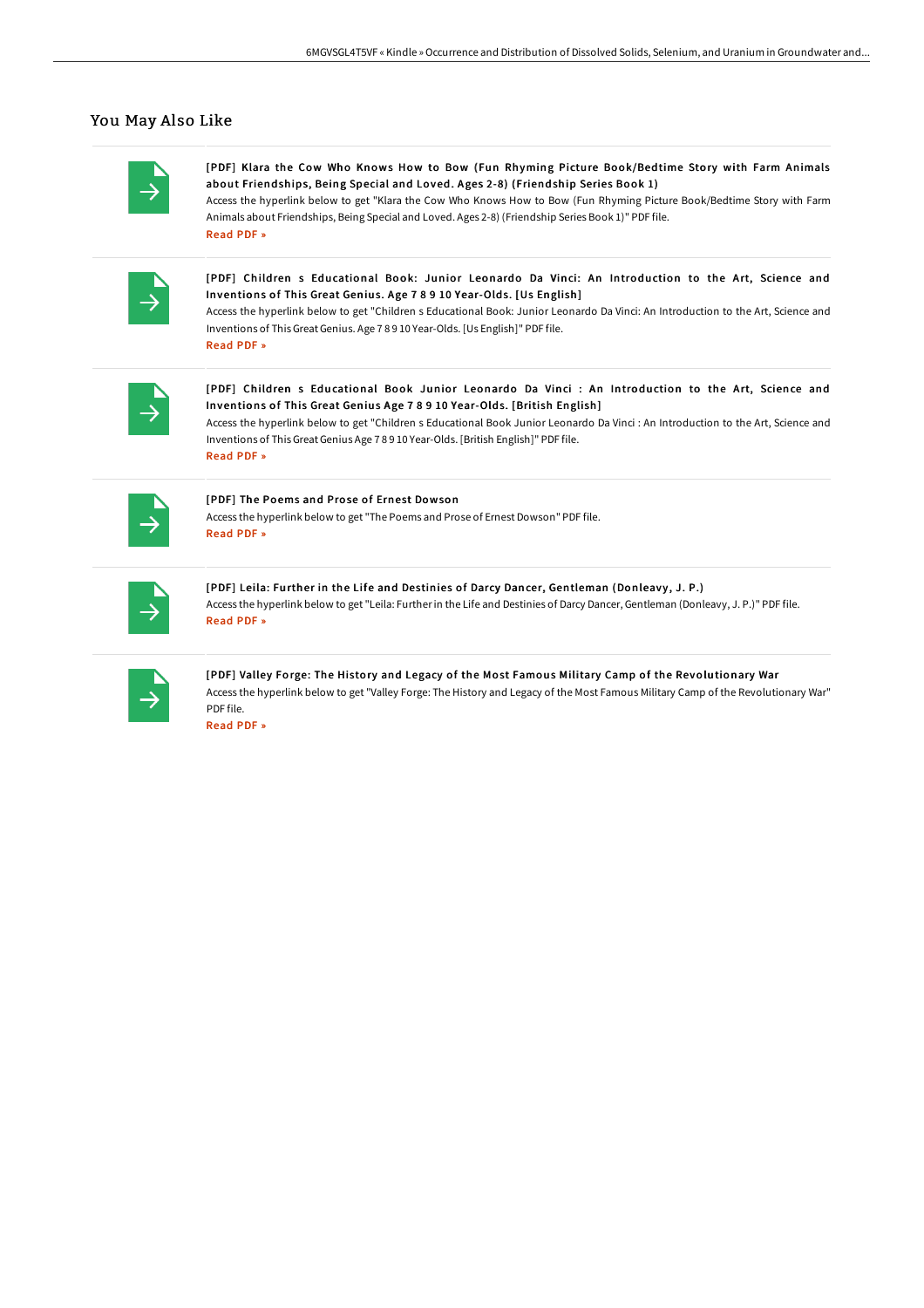## You May Also Like

**[PDF] Klara the Cow Who Knows How to Bow (Fun Rhyming Picture Book/Bedtime Story with Farm Animals about Friendships, Being Special and Loved. Ages 2-8) (Friendship Series Book 1)**

Access the hyperlink below to get "Klara the Cow Who Knows How to Bow (Fun Rhyming Picture Book/Bedtime Story with Farm Animals about Friendships, Being Special and Loved. Ages 2-8) (Friendship Series Book 1)" PDF file.

Read PDF »

**[PDF] Children s Educational Book: Junior Leonardo Da Vinci: An Introduction to the Art, Science and Inventions of This Great Genius. Age 7 8 9 10 Year-Olds. [Us English]**

Access the hyperlink below to get "Children s Educational Book: Junior Leonardo Da Vinci: An Introduction to the Art, Science and Inventions of This Great Genius. Age 7 8 9 10 Year-Olds. [Us English]" PDF file.

Read PDF »

**[PDF] Children s Educational Book Junior Leonardo Da Vinci : An Introduction to the Art, Science and Inventions of This Great Genius Age 7 8 9 10 Year-Olds. [British English]**

Access the hyperlink below to get "Children s Educational Book Junior Leonardo Da Vinci : An Introduction to the Art, Science and Inventions of This Great Genius Age 7 8 9 10 Year-Olds. [British English]" PDF file.

Read PDF »

**[PDF] The Poems and Prose of Ernest Dowson**

Access the hyperlink below to get "The Poems and Prose of Ernest Dowson" PDF file.

Read PDF »

**[PDF] Leila: Further in the Life and Destinies of Darcy Dancer, Gentleman (Donleavy, J. P.)**

Access the hyperlink below to get "Leila: Further in the Life and Destinies of Darcy Dancer, Gentleman (Donleavy, J. P.)" PDF file.

Read PDF »

**[PDF] Valley Forge: The History and Legacy of the Most Famous Military Camp of the Revolutionary War**

Access the hyperlink below to get "Valley Forge: The History and Legacy of the Most Famous Military Camp of the Revolutionary War" PDF file.

Read PDF »